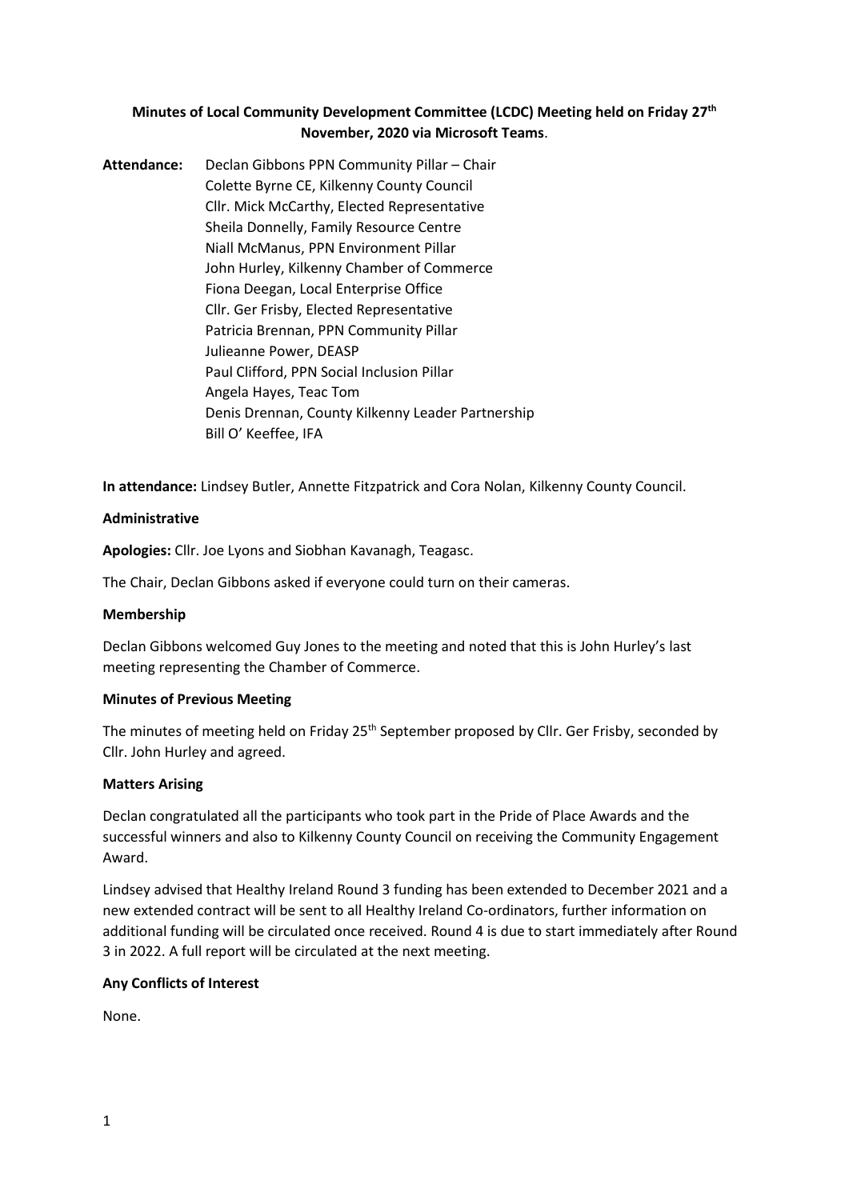**Minutes of Local Community Development Committee (LCDC) Meeting held on Friday 27th November, 2020 via Microsoft Teams**.

**Attendance:** Declan Gibbons PPN Community Pillar – Chair
Colette Byrne CE, Kilkenny County Council
Cllr. Mick McCarthy, Elected Representative
Sheila Donnelly, Family Resource Centre
Niall McManus, PPN Environment Pillar
John Hurley, Kilkenny Chamber of Commerce
Fiona Deegan, Local Enterprise Office
Cllr. Ger Frisby, Elected Representative
Patricia Brennan, PPN Community Pillar
Julieanne Power, DEASP
Paul Clifford, PPN Social Inclusion Pillar
Angela Hayes, Teac Tom
Denis Drennan, County Kilkenny Leader Partnership
Bill O' Keeffee, IFA

**In attendance:** Lindsey Butler, Annette Fitzpatrick and Cora Nolan, Kilkenny County Council.

**Administrative**

**Apologies:** Cllr. Joe Lyons and Siobhan Kavanagh, Teagasc.

The Chair, Declan Gibbons asked if everyone could turn on their cameras.

**Membership**

Declan Gibbons welcomed Guy Jones to the meeting and noted that this is John Hurley's last meeting representing the Chamber of Commerce.

**Minutes of Previous Meeting**

The minutes of meeting held on Friday 25th September proposed by Cllr. Ger Frisby, seconded by Cllr. John Hurley and agreed.

**Matters Arising**

Declan congratulated all the participants who took part in the Pride of Place Awards and the successful winners and also to Kilkenny County Council on receiving the Community Engagement Award.

Lindsey advised that Healthy Ireland Round 3 funding has been extended to December 2021 and a new extended contract will be sent to all Healthy Ireland Co-ordinators, further information on additional funding will be circulated once received. Round 4 is due to start immediately after Round 3 in 2022. A full report will be circulated at the next meeting.

**Any Conflicts of Interest**

None.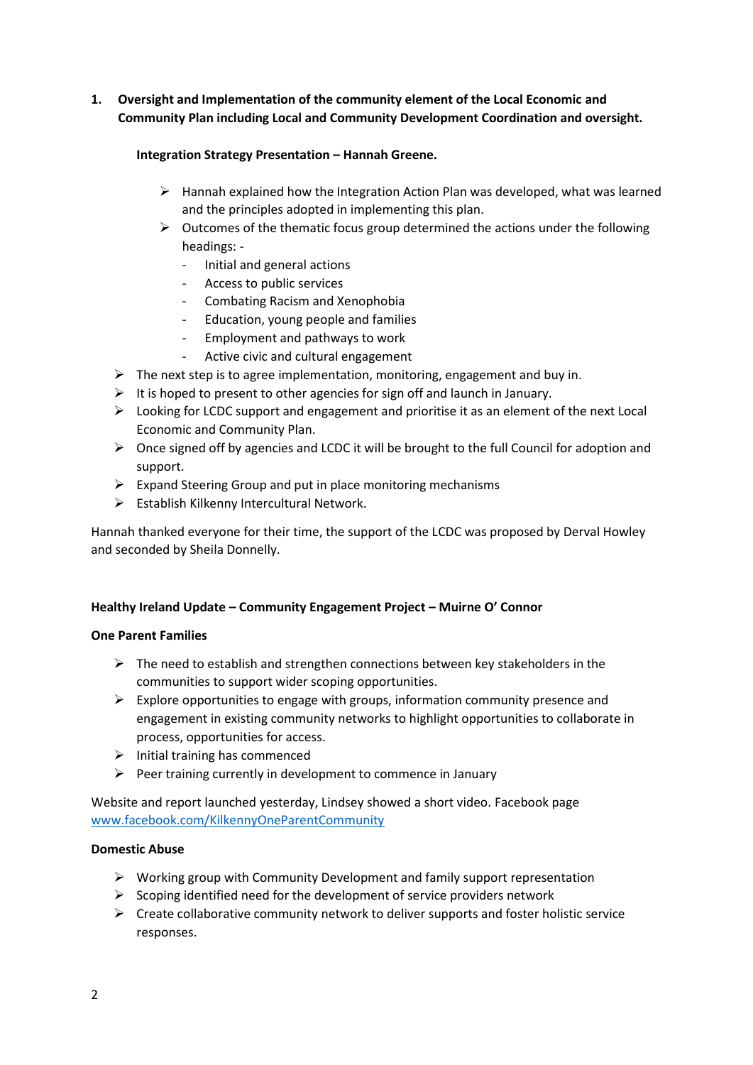**1. Oversight and Implementation of the community element of the Local Economic and Community Plan including Local and Community Development Coordination and oversight.**

**Integration Strategy Presentation – Hannah Greene.**

- Hannah explained how the Integration Action Plan was developed, what was learned and the principles adopted in implementing this plan.
- Outcomes of the thematic focus group determined the actions under the following headings: -
    - Initial and general actions
    - Access to public services
    - Combating Racism and Xenophobia
    - Education, young people and families
    - Employment and pathways to work
    - Active civic and cultural engagement
- The next step is to agree implementation, monitoring, engagement and buy in.
- It is hoped to present to other agencies for sign off and launch in January.
- Looking for LCDC support and engagement and prioritise it as an element of the next Local Economic and Community Plan.
- Once signed off by agencies and LCDC it will be brought to the full Council for adoption and support.
- Expand Steering Group and put in place monitoring mechanisms
- Establish Kilkenny Intercultural Network.

Hannah thanked everyone for their time, the support of the LCDC was proposed by Derval Howley and seconded by Sheila Donnelly.

**Healthy Ireland Update – Community Engagement Project – Muirne O' Connor**

**One Parent Families**

- The need to establish and strengthen connections between key stakeholders in the communities to support wider scoping opportunities.
- Explore opportunities to engage with groups, information community presence and engagement in existing community networks to highlight opportunities to collaborate in process, opportunities for access.
- Initial training has commenced
- Peer training currently in development to commence in January

Website and report launched yesterday, Lindsey showed a short video. Facebook page [www.facebook.com/KilkennyOneParentCommunity](www.facebook.com/KilkennyOneParentCommunity)

**Domestic Abuse**

- Working group with Community Development and family support representation
- Scoping identified need for the development of service providers network
- Create collaborative community network to deliver supports and foster holistic service responses.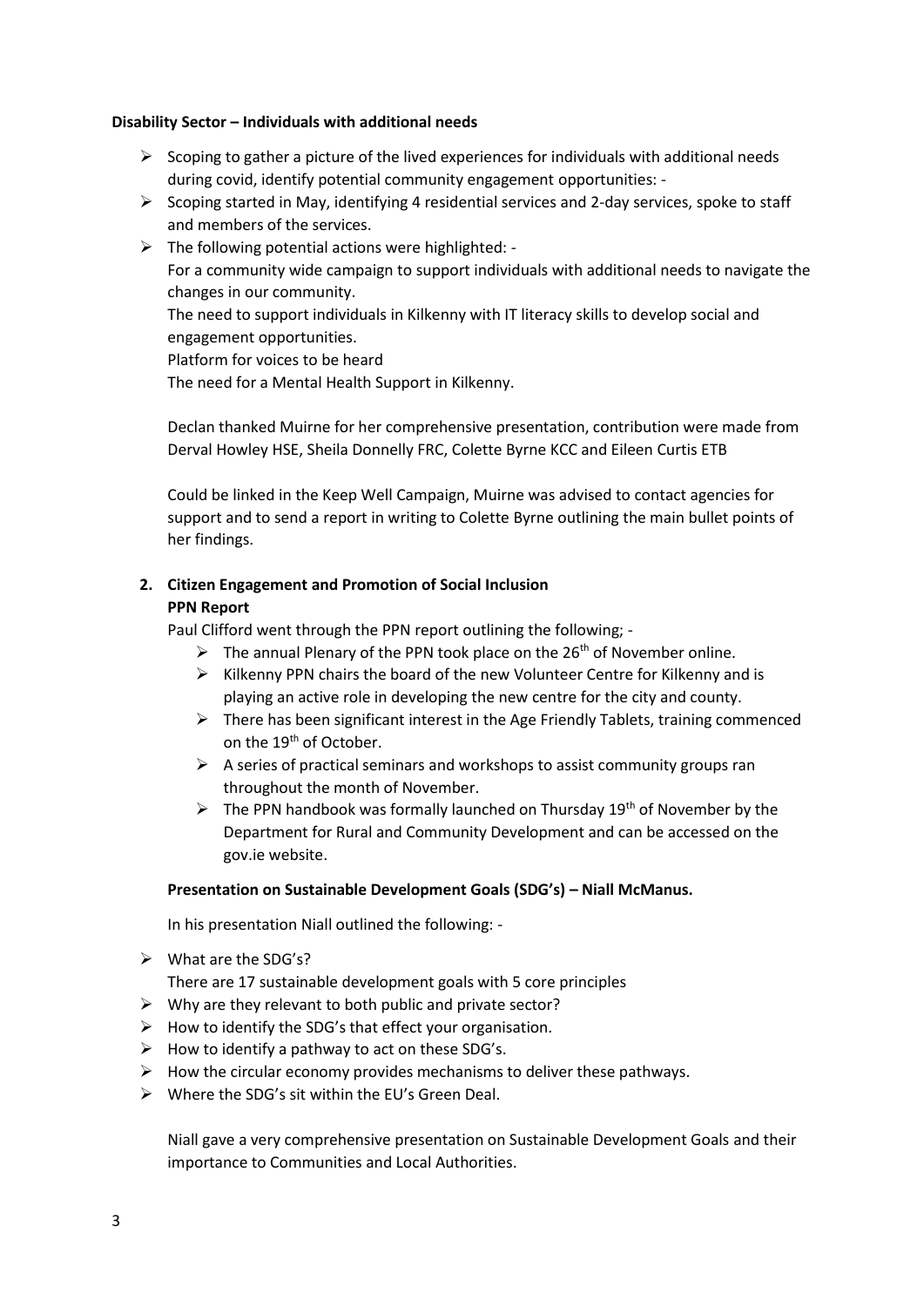**Disability Sector – Individuals with additional needs**

- Scoping to gather a picture of the lived experiences for individuals with additional needs during covid, identify potential community engagement opportunities: -
- Scoping started in May, identifying 4 residential services and 2-day services, spoke to staff and members of the services.
- The following potential actions were highlighted: -
  For a community wide campaign to support individuals with additional needs to navigate the changes in our community.
  The need to support individuals in Kilkenny with IT literacy skills to develop social and engagement opportunities.
  Platform for voices to be heard
  The need for a Mental Health Support in Kilkenny.

  Declan thanked Muirne for her comprehensive presentation, contribution were made from Derval Howley HSE, Sheila Donnelly FRC, Colette Byrne KCC and Eileen Curtis ETB

  Could be linked in the Keep Well Campaign, Muirne was advised to contact agencies for support and to send a report in writing to Colette Byrne outlining the main bullet points of her findings.

2. **Citizen Engagement and Promotion of Social Inclusion**
   **PPN Report**

   Paul Clifford went through the PPN report outlining the following; -

   - The annual Plenary of the PPN took place on the 26th of November online.
   - Kilkenny PPN chairs the board of the new Volunteer Centre for Kilkenny and is playing an active role in developing the new centre for the city and county.
   - There has been significant interest in the Age Friendly Tablets, training commenced on the 19th of October.
   - A series of practical seminars and workshops to assist community groups ran throughout the month of November.
   - The PPN handbook was formally launched on Thursday 19th of November by the Department for Rural and Community Development and can be accessed on the gov.ie website.

   **Presentation on Sustainable Development Goals (SDG's) – Niall McManus.**

   In his presentation Niall outlined the following: -

- What are the SDG's?
  There are 17 sustainable development goals with 5 core principles
- Why are they relevant to both public and private sector?
- How to identify the SDG's that effect your organisation.
- How to identify a pathway to act on these SDG's.
- How the circular economy provides mechanisms to deliver these pathways.
- Where the SDG's sit within the EU's Green Deal.

  Niall gave a very comprehensive presentation on Sustainable Development Goals and their importance to Communities and Local Authorities.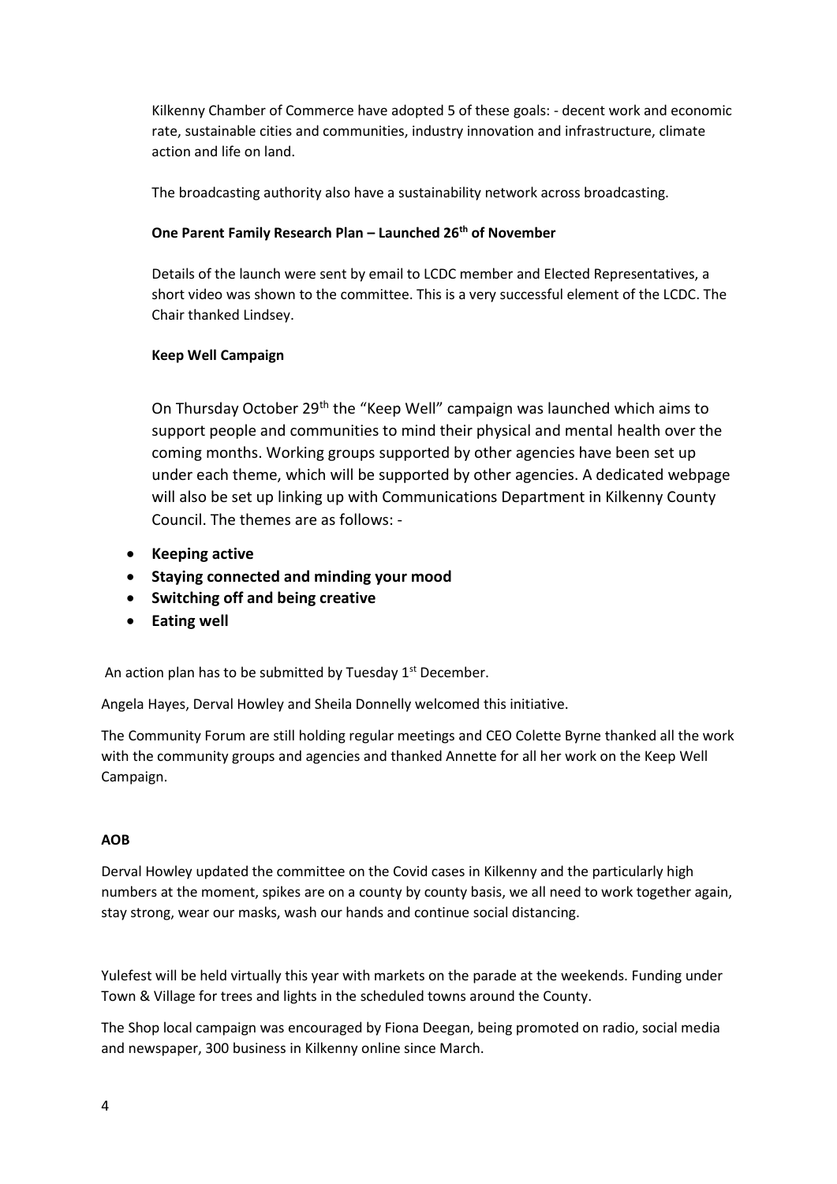Kilkenny Chamber of Commerce have adopted 5 of these goals: - decent work and economic rate, sustainable cities and communities, industry innovation and infrastructure, climate action and life on land.

The broadcasting authority also have a sustainability network across broadcasting.

**One Parent Family Research Plan – Launched 26th of November**

Details of the launch were sent by email to LCDC member and Elected Representatives, a short video was shown to the committee. This is a very successful element of the LCDC. The Chair thanked Lindsey.

**Keep Well Campaign**

On Thursday October 29th the "Keep Well" campaign was launched which aims to support people and communities to mind their physical and mental health over the coming months. Working groups supported by other agencies have been set up under each theme, which will be supported by other agencies. A dedicated webpage will also be set up linking up with Communications Department in Kilkenny County Council. The themes are as follows: -

- **Keeping active**
- **Staying connected and minding your mood**
- **Switching off and being creative**
- **Eating well**

An action plan has to be submitted by Tuesday 1st December.

Angela Hayes, Derval Howley and Sheila Donnelly welcomed this initiative.

The Community Forum are still holding regular meetings and CEO Colette Byrne thanked all the work with the community groups and agencies and thanked Annette for all her work on the Keep Well Campaign.

**AOB**

Derval Howley updated the committee on the Covid cases in Kilkenny and the particularly high numbers at the moment, spikes are on a county by county basis, we all need to work together again, stay strong, wear our masks, wash our hands and continue social distancing.

Yulefest will be held virtually this year with markets on the parade at the weekends. Funding under Town & Village for trees and lights in the scheduled towns around the County.

The Shop local campaign was encouraged by Fiona Deegan, being promoted on radio, social media and newspaper, 300 business in Kilkenny online since March.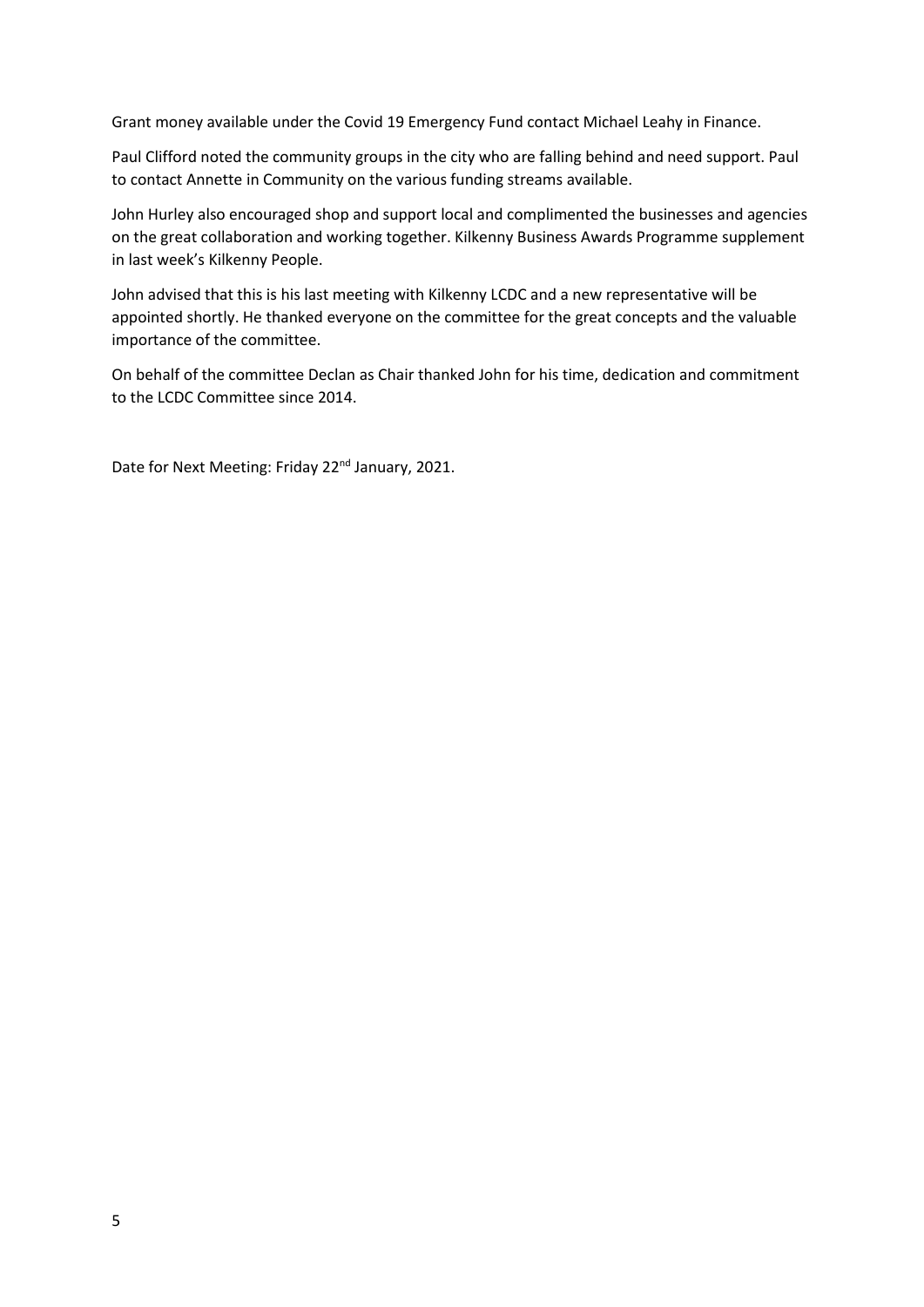Grant money available under the Covid 19 Emergency Fund contact Michael Leahy in Finance.

Paul Clifford noted the community groups in the city who are falling behind and need support. Paul to contact Annette in Community on the various funding streams available.

John Hurley also encouraged shop and support local and complimented the businesses and agencies on the great collaboration and working together. Kilkenny Business Awards Programme supplement in last week's Kilkenny People.

John advised that this is his last meeting with Kilkenny LCDC and a new representative will be appointed shortly. He thanked everyone on the committee for the great concepts and the valuable importance of the committee.

On behalf of the committee Declan as Chair thanked John for his time, dedication and commitment to the LCDC Committee since 2014.

Date for Next Meeting: Friday 22nd January, 2021.